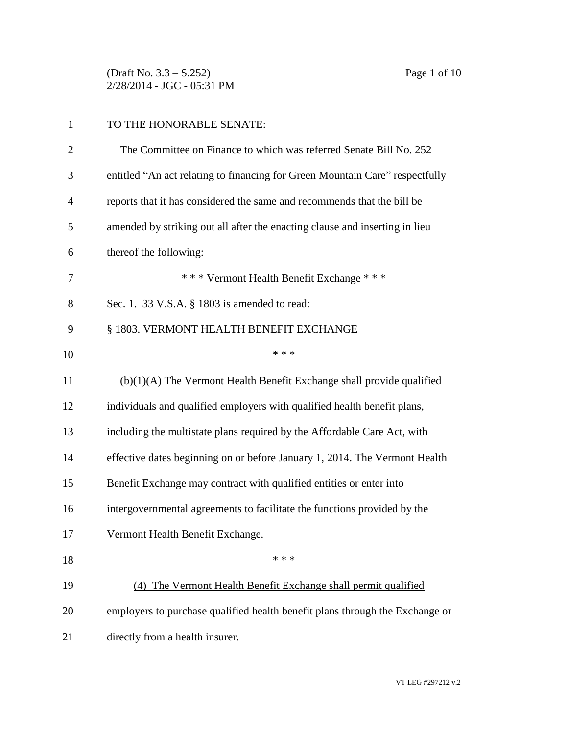TO THE HONORABLE SENATE:

The Committee on Finance to which was referred Senate Bill No. 252 entitled "An act relating to financing for Green Mountain Care" respectfully reports that it has considered the same and recommends that the bill be amended by striking out all after the enacting clause and inserting in lieu thereof the following:

\* \* \* Vermont Health Benefit Exchange \* \* \*

Sec. 1. 33 V.S.A. § 1803 is amended to read:

§ 1803. VERMONT HEALTH BENEFIT EXCHANGE

\* \* \*

(b)(1)(A) The Vermont Health Benefit Exchange shall provide qualified individuals and qualified employers with qualified health benefit plans, including the multistate plans required by the Affordable Care Act, with effective dates beginning on or before January 1, 2014. The Vermont Health Benefit Exchange may contract with qualified entities or enter into intergovernmental agreements to facilitate the functions provided by the Vermont Health Benefit Exchange.

\* \* \*

<u>(4) The Vermont Health Benefit Exchange shall permit qualified employers to purchase qualified health benefit plans through the Exchange or directly from a health insurer.</u>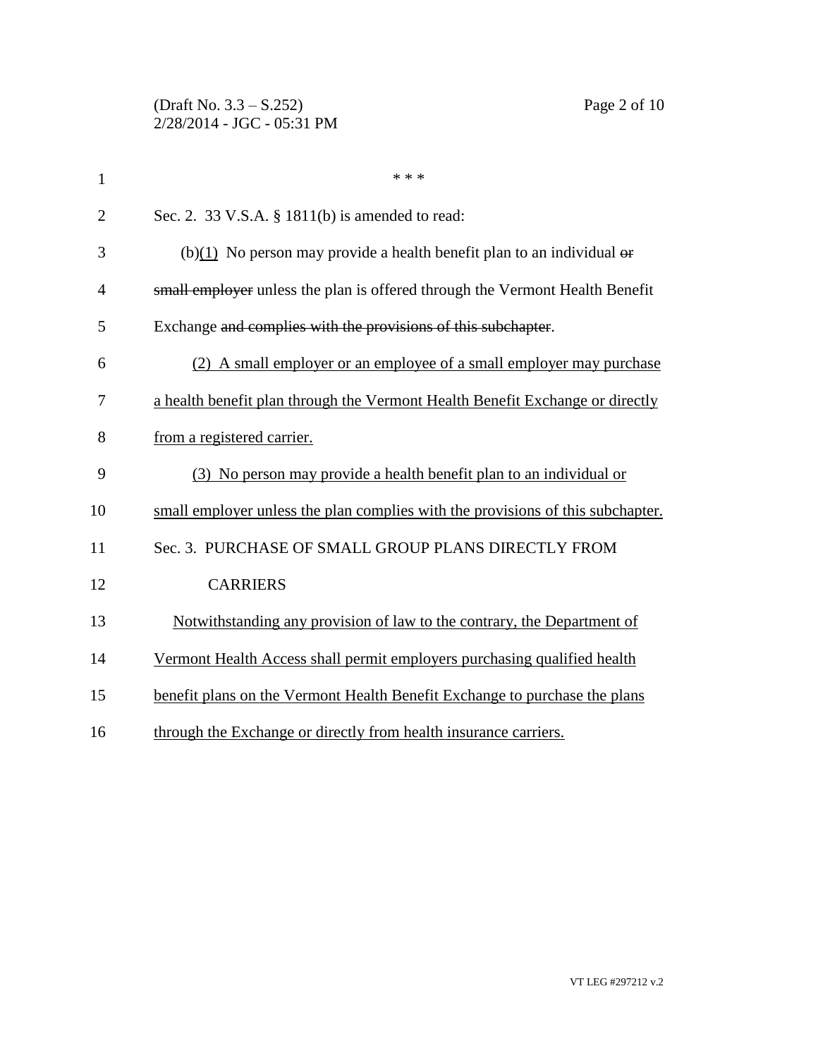\* \* \*

Sec. 2. 33 V.S.A. § 1811(b) is amended to read:

(b)<u>(1)</u> No person may provide a health benefit plan to an individual ~~or small employer~~ unless the plan is offered through the Vermont Health Benefit Exchange ~~and complies with the provisions of this subchapter~~.

<u>(2) A small employer or an employee of a small employer may purchase a health benefit plan through the Vermont Health Benefit Exchange or directly from a registered carrier.</u>

<u>(3) No person may provide a health benefit plan to an individual or small employer unless the plan complies with the provisions of this subchapter.</u>

Sec. 3. PURCHASE OF SMALL GROUP PLANS DIRECTLY FROM CARRIERS

<u>Notwithstanding any provision of law to the contrary, the Department of Vermont Health Access shall permit employers purchasing qualified health benefit plans on the Vermont Health Benefit Exchange to purchase the plans through the Exchange or directly from health insurance carriers.</u>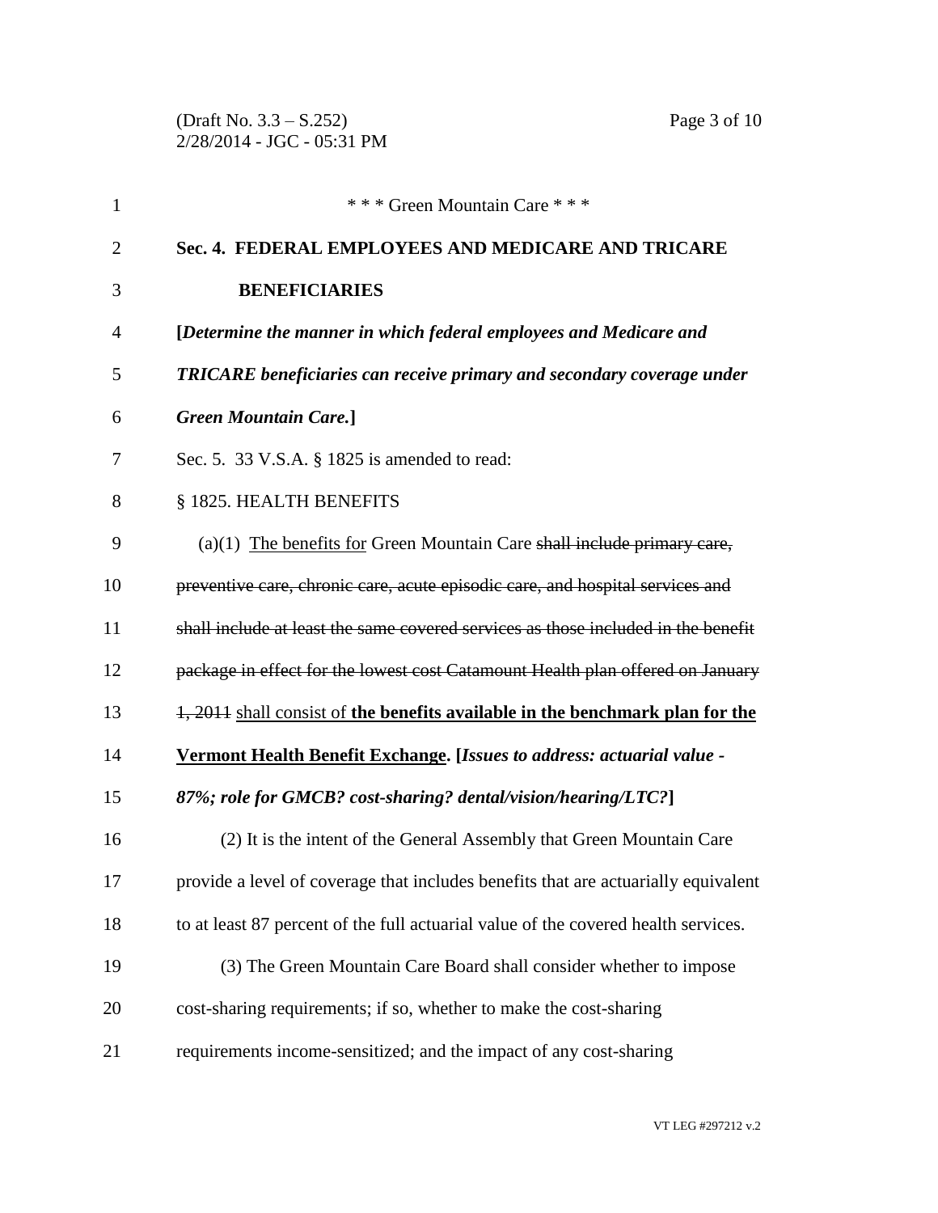\* \* \* Green Mountain Care \* \* \*

**Sec. 4. FEDERAL EMPLOYEES AND MEDICARE AND TRICARE BENEFICIARIES**

**[*Determine the manner in which federal employees and Medicare and TRICARE beneficiaries can receive primary and secondary coverage under Green Mountain Care.*]**

Sec. 5. 33 V.S.A. § 1825 is amended to read:

§ 1825. HEALTH BENEFITS

(a)(1) <u>The benefits for</u> Green Mountain Care ~~shall include primary care, preventive care, chronic care, acute episodic care, and hospital services and shall include at least the same covered services as those included in the benefit package in effect for the lowest cost Catamount Health plan offered on January 1, 2011~~ <u>shall consist of</u> <u>**the benefits available in the benchmark plan for the Vermont Health Benefit Exchange**</u>**. [*Issues to address: actuarial value - 87%; role for GMCB? cost-sharing? dental/vision/hearing/LTC?*]**

(2) It is the intent of the General Assembly that Green Mountain Care provide a level of coverage that includes benefits that are actuarially equivalent to at least 87 percent of the full actuarial value of the covered health services.

(3) The Green Mountain Care Board shall consider whether to impose cost-sharing requirements; if so, whether to make the cost-sharing requirements income-sensitized; and the impact of any cost-sharing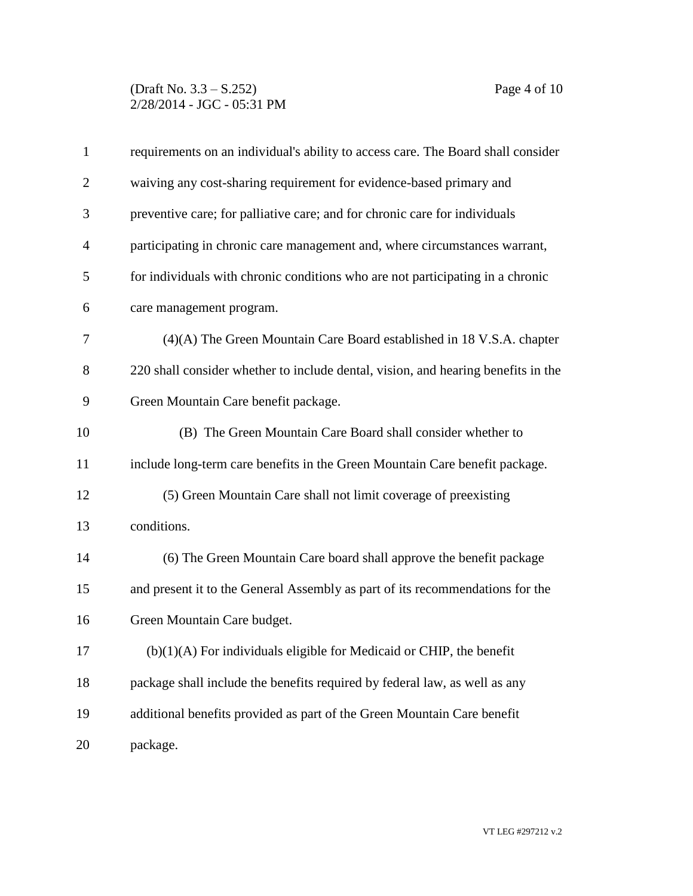requirements on an individual's ability to access care. The Board shall consider waiving any cost-sharing requirement for evidence-based primary and preventive care; for palliative care; and for chronic care for individuals participating in chronic care management and, where circumstances warrant, for individuals with chronic conditions who are not participating in a chronic care management program.

(4)(A) The Green Mountain Care Board established in 18 V.S.A. chapter 220 shall consider whether to include dental, vision, and hearing benefits in the Green Mountain Care benefit package.

(B) The Green Mountain Care Board shall consider whether to include long-term care benefits in the Green Mountain Care benefit package.

(5) Green Mountain Care shall not limit coverage of preexisting conditions.

(6) The Green Mountain Care board shall approve the benefit package and present it to the General Assembly as part of its recommendations for the Green Mountain Care budget.

(b)(1)(A) For individuals eligible for Medicaid or CHIP, the benefit package shall include the benefits required by federal law, as well as any additional benefits provided as part of the Green Mountain Care benefit package.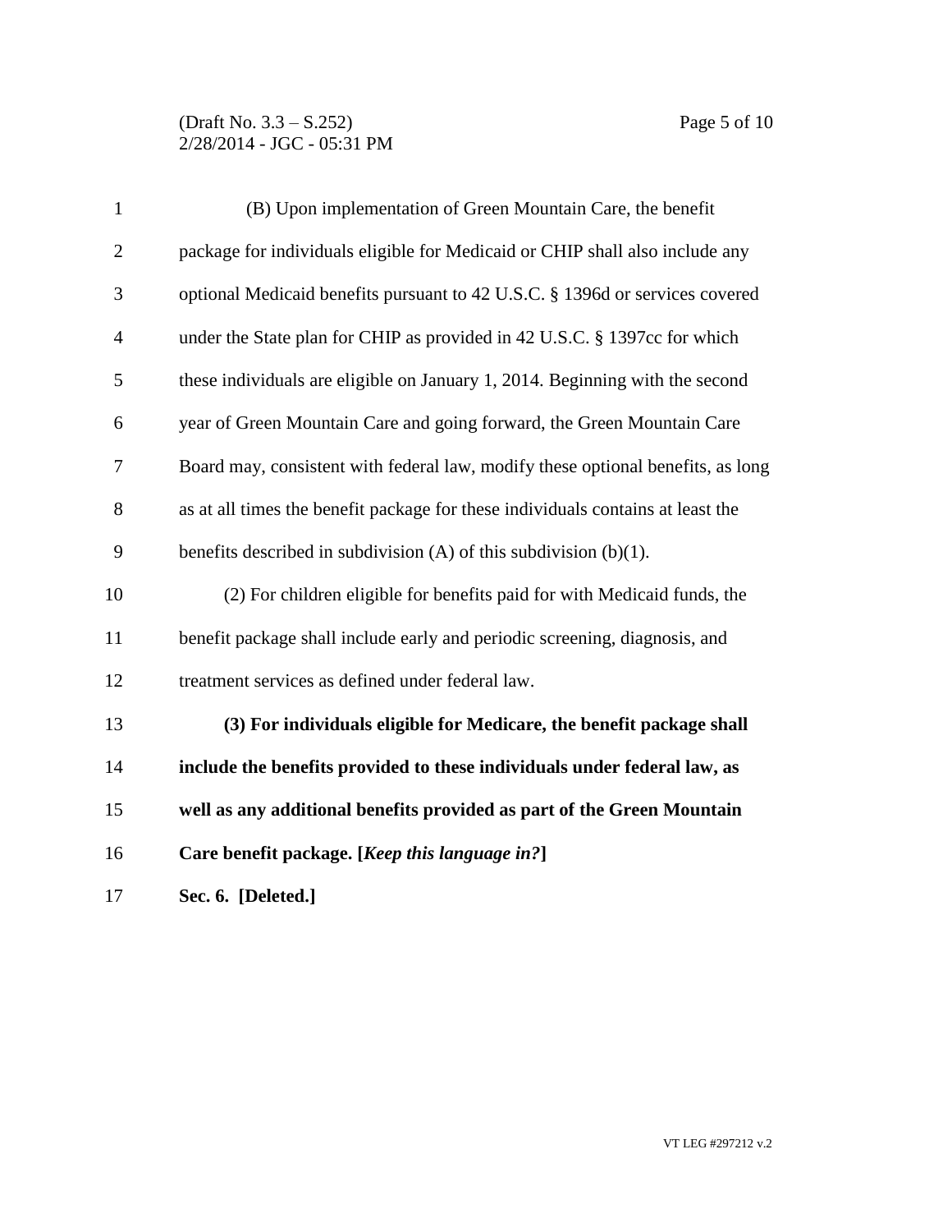(B) Upon implementation of Green Mountain Care, the benefit package for individuals eligible for Medicaid or CHIP shall also include any optional Medicaid benefits pursuant to 42 U.S.C. § 1396d or services covered under the State plan for CHIP as provided in 42 U.S.C. § 1397cc for which these individuals are eligible on January 1, 2014. Beginning with the second year of Green Mountain Care and going forward, the Green Mountain Care Board may, consistent with federal law, modify these optional benefits, as long as at all times the benefit package for these individuals contains at least the benefits described in subdivision (A) of this subdivision (b)(1).

(2) For children eligible for benefits paid for with Medicaid funds, the benefit package shall include early and periodic screening, diagnosis, and treatment services as defined under federal law.

**(3) For individuals eligible for Medicare, the benefit package shall include the benefits provided to these individuals under federal law, as well as any additional benefits provided as part of the Green Mountain Care benefit package. [*Keep this language in?*]**

**Sec. 6. [Deleted.]**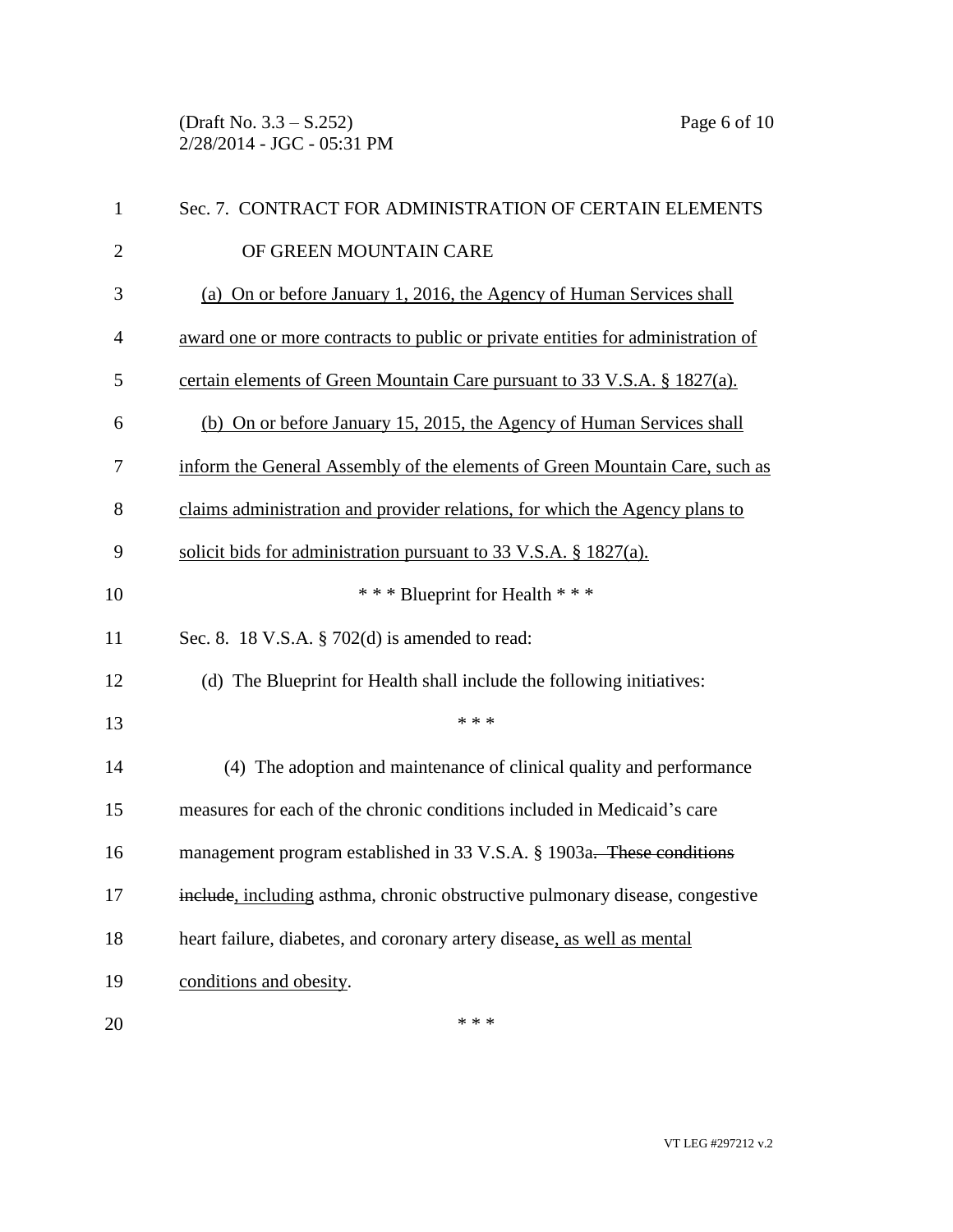Sec. 7. CONTRACT FOR ADMINISTRATION OF CERTAIN ELEMENTS OF GREEN MOUNTAIN CARE

<u>(a) On or before January 1, 2016, the Agency of Human Services shall award one or more contracts to public or private entities for administration of certain elements of Green Mountain Care pursuant to 33 V.S.A. § 1827(a).</u>

<u>(b) On or before January 15, 2015, the Agency of Human Services shall inform the General Assembly of the elements of Green Mountain Care, such as claims administration and provider relations, for which the Agency plans to solicit bids for administration pursuant to 33 V.S.A. § 1827(a).</u>

\* \* \* Blueprint for Health \* \* \*

Sec. 8. 18 V.S.A. § 702(d) is amended to read:

(d) The Blueprint for Health shall include the following initiatives:

\* \* \*

(4) The adoption and maintenance of clinical quality and performance measures for each of the chronic conditions included in Medicaid's care management program established in 33 V.S.A. § 1903a~~. These conditions include~~<u>, including</u> asthma, chronic obstructive pulmonary disease, congestive heart failure, diabetes, and coronary artery disease<u>, as well as mental conditions and obesity</u>.

\* \* \*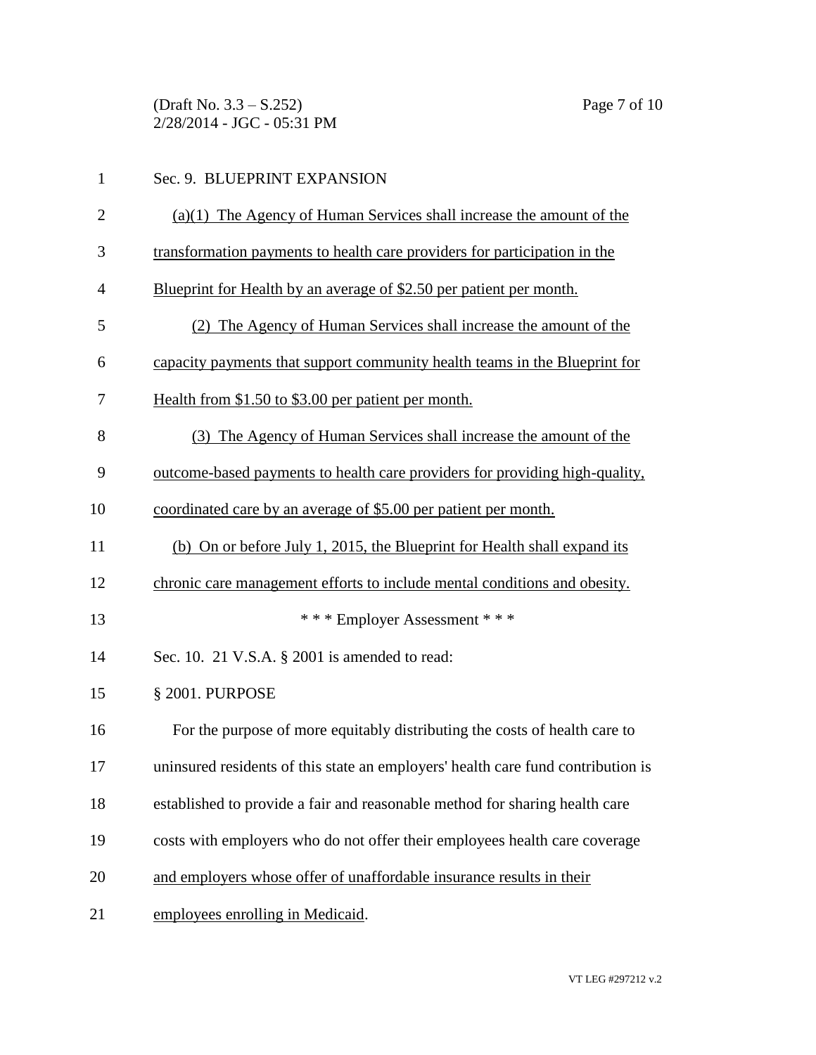Sec. 9. BLUEPRINT EXPANSION

(a)(1) The Agency of Human Services shall increase the amount of the transformation payments to health care providers for participation in the Blueprint for Health by an average of $2.50 per patient per month.

(2) The Agency of Human Services shall increase the amount of the capacity payments that support community health teams in the Blueprint for Health from $1.50 to $3.00 per patient per month.

(3) The Agency of Human Services shall increase the amount of the outcome-based payments to health care providers for providing high-quality, coordinated care by an average of $5.00 per patient per month.

(b) On or before July 1, 2015, the Blueprint for Health shall expand its chronic care management efforts to include mental conditions and obesity.

\* \* \* Employer Assessment \* \* \*

Sec. 10. 21 V.S.A. § 2001 is amended to read:

§ 2001. PURPOSE

For the purpose of more equitably distributing the costs of health care to uninsured residents of this state an employers' health care fund contribution is established to provide a fair and reasonable method for sharing health care costs with employers who do not offer their employees health care coverage and employers whose offer of unaffordable insurance results in their employees enrolling in Medicaid.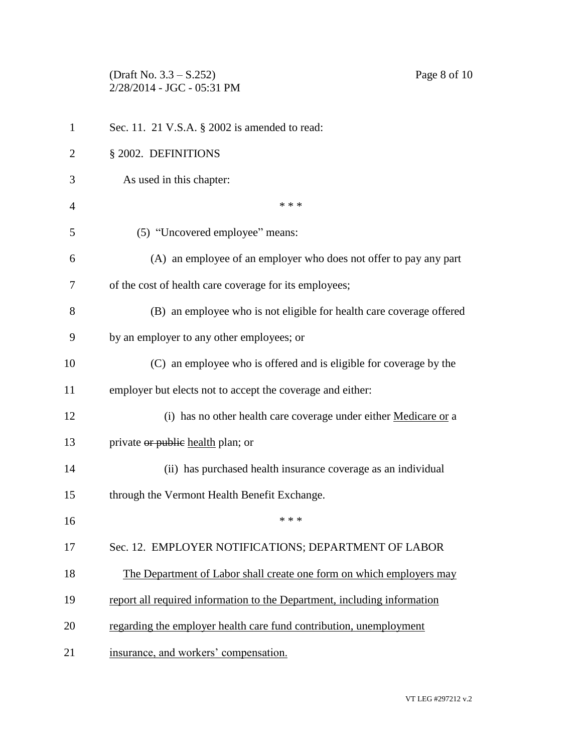Sec. 11. 21 V.S.A. § 2002 is amended to read:

§ 2002. DEFINITIONS

As used in this chapter:

\* \* \*

(5) "Uncovered employee" means:

(A) an employee of an employer who does not offer to pay any part of the cost of health care coverage for its employees;

(B) an employee who is not eligible for health care coverage offered by an employer to any other employees; or

(C) an employee who is offered and is eligible for coverage by the employer but elects not to accept the coverage and either:

(i) has no other health care coverage under either <u>Medicare or</u> a private ~~or public~~ <u>health</u> plan; or

(ii) has purchased health insurance coverage as an individual through the Vermont Health Benefit Exchange.

\* \* \*

Sec. 12. EMPLOYER NOTIFICATIONS; DEPARTMENT OF LABOR

<u>The Department of Labor shall create one form on which employers may report all required information to the Department, including information regarding the employer health care fund contribution, unemployment insurance, and workers' compensation.</u>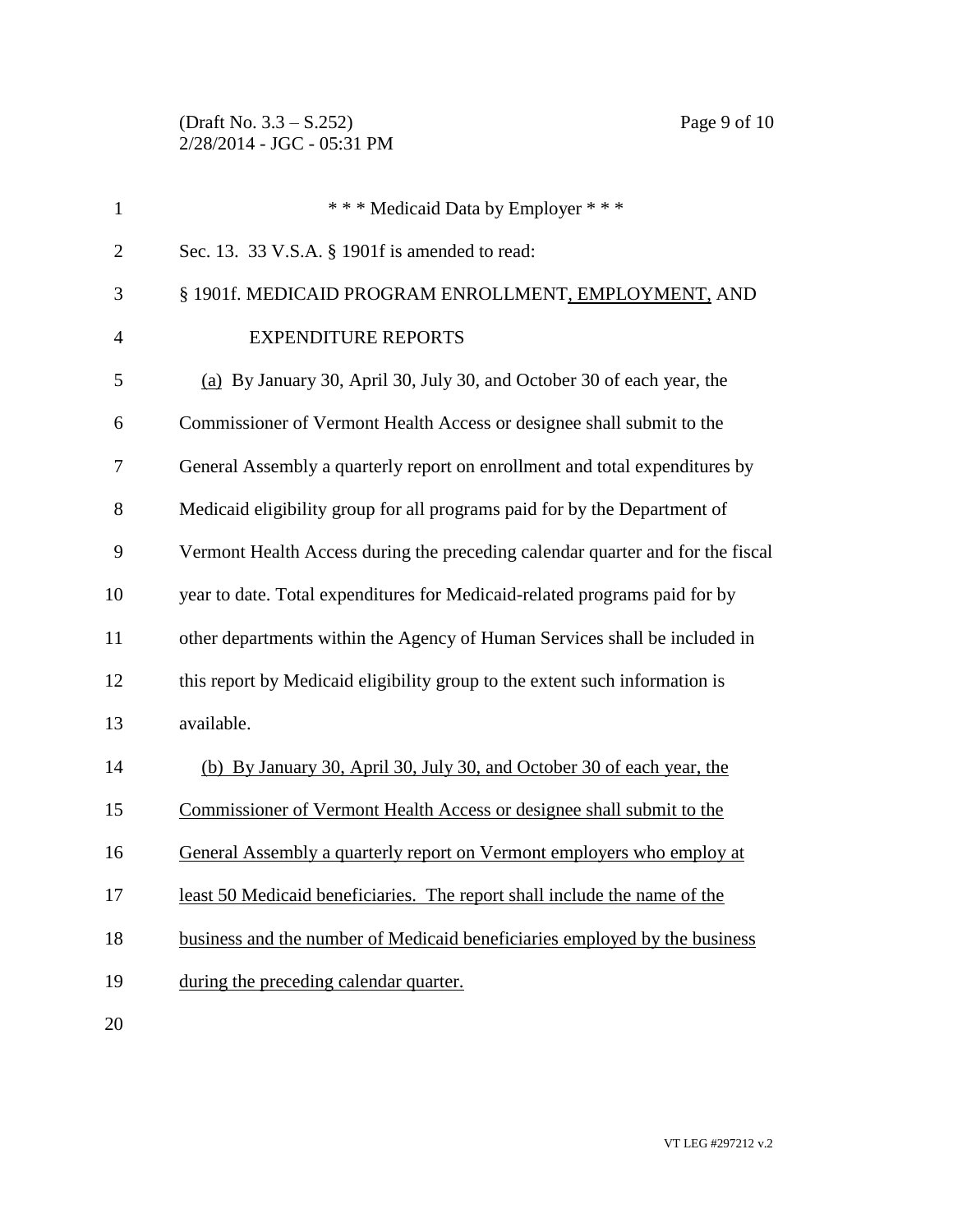\* \* \* Medicaid Data by Employer \* \* \*

Sec. 13. 33 V.S.A. § 1901f is amended to read:

§ 1901f. MEDICAID PROGRAM ENROLLMENT<u>, EMPLOYMENT,</u> AND EXPENDITURE REPORTS

<u>(a)</u> By January 30, April 30, July 30, and October 30 of each year, the Commissioner of Vermont Health Access or designee shall submit to the General Assembly a quarterly report on enrollment and total expenditures by Medicaid eligibility group for all programs paid for by the Department of Vermont Health Access during the preceding calendar quarter and for the fiscal year to date. Total expenditures for Medicaid-related programs paid for by other departments within the Agency of Human Services shall be included in this report by Medicaid eligibility group to the extent such information is available.

<u>(b) By January 30, April 30, July 30, and October 30 of each year, the Commissioner of Vermont Health Access or designee shall submit to the General Assembly a quarterly report on Vermont employers who employ at least 50 Medicaid beneficiaries. The report shall include the name of the business and the number of Medicaid beneficiaries employed by the business during the preceding calendar quarter.</u>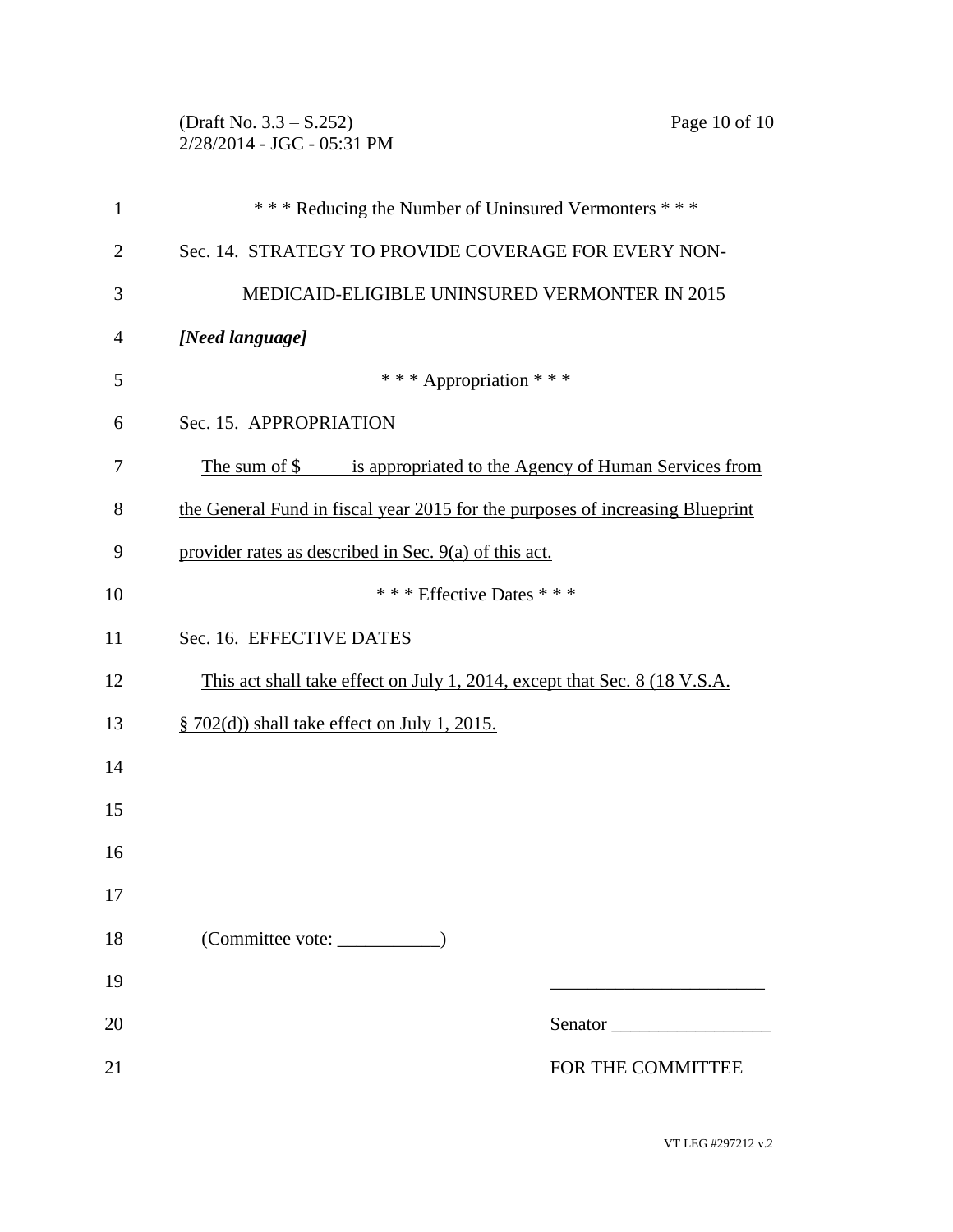\* \* \* Reducing the Number of Uninsured Vermonters \* \* \*

Sec. 14. STRATEGY TO PROVIDE COVERAGE FOR EVERY NON-MEDICAID-ELIGIBLE UNINSURED VERMONTER IN 2015

***[Need language]***

\* \* \* Appropriation \* \* \*

Sec. 15. APPROPRIATION

The sum of $ is appropriated to the Agency of Human Services from the General Fund in fiscal year 2015 for the purposes of increasing Blueprint provider rates as described in Sec. 9(a) of this act.

\* \* \* Effective Dates \* \* \*

Sec. 16. EFFECTIVE DATES

This act shall take effect on July 1, 2014, except that Sec. 8 (18 V.S.A. § 702(d)) shall take effect on July 1, 2015.

(Committee vote: ___________)

_______________________

Senator _________________

FOR THE COMMITTEE